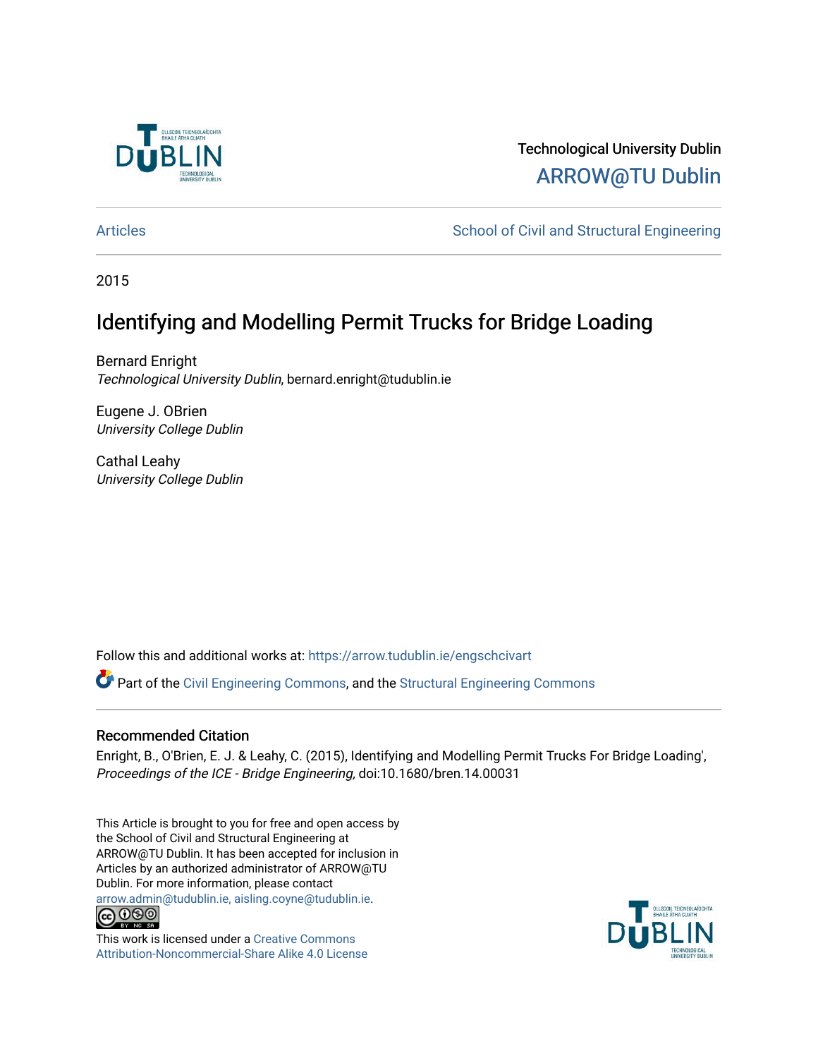Technological University Dublin

ARROW@TU Dublin

Articles | School of Civil and Structural Engineering

2015

# Identifying and Modelling Permit Trucks for Bridge Loading

Bernard Enright
*Technological University Dublin*, bernard.enright@tudublin.ie

Eugene J. OBrien
*University College Dublin*

Cathal Leahy
*University College Dublin*

Follow this and additional works at: https://arrow.tudublin.ie/engschcivart

Part of the Civil Engineering Commons, and the Structural Engineering Commons

## Recommended Citation

Enright, B., O'Brien, E. J. & Leahy, C. (2015), Identifying and Modelling Permit Trucks For Bridge Loading', *Proceedings of the ICE - Bridge Engineering,* doi:10.1680/bren.14.00031

This Article is brought to you for free and open access by the School of Civil and Structural Engineering at ARROW@TU Dublin. It has been accepted for inclusion in Articles by an authorized administrator of ARROW@TU Dublin. For more information, please contact arrow.admin@tudublin.ie, aisling.coyne@tudublin.ie.

This work is licensed under a Creative Commons Attribution-Noncommercial-Share Alike 4.0 License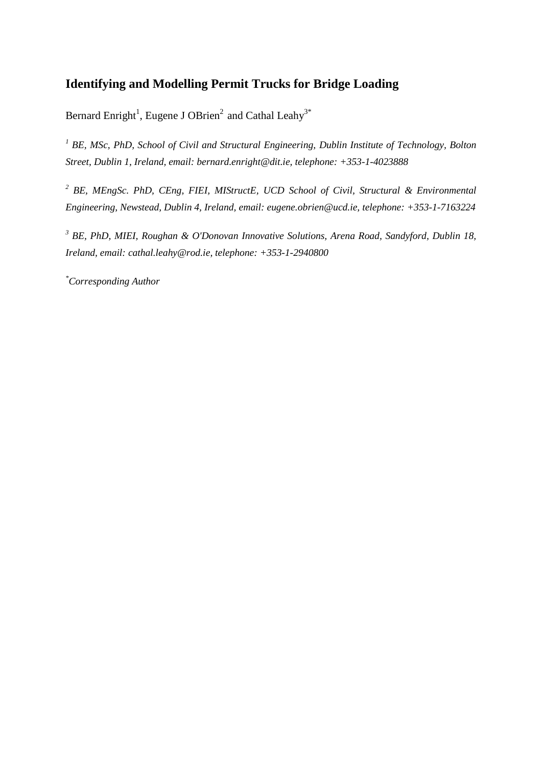# Identifying and Modelling Permit Trucks for Bridge Loading

Bernard Enright[1], Eugene J OBrien[2] and Cathal Leahy[3*]

*[1] BE, MSc, PhD, School of Civil and Structural Engineering, Dublin Institute of Technology, Bolton Street, Dublin 1, Ireland, email: bernard.enright@dit.ie, telephone: +353-1-4023888*

*[2] BE, MEngSc. PhD, CEng, FIEI, MIStructE, UCD School of Civil, Structural & Environmental Engineering, Newstead, Dublin 4, Ireland, email: eugene.obrien@ucd.ie, telephone: +353-1-7163224*

*[3] BE, PhD, MIEI, Roughan & O'Donovan Innovative Solutions, Arena Road, Sandyford, Dublin 18, Ireland, email: cathal.leahy@rod.ie, telephone: +353-1-2940800*

*[*]Corresponding Author*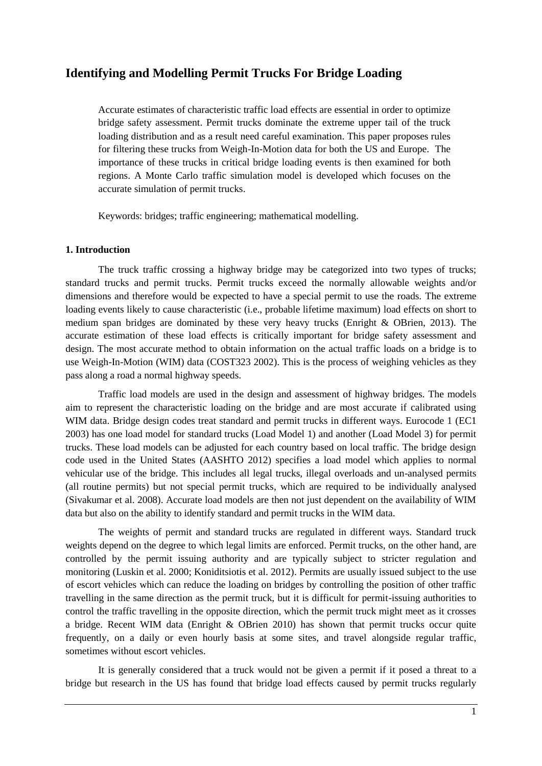# Identifying and Modelling Permit Trucks For Bridge Loading

Accurate estimates of characteristic traffic load effects are essential in order to optimize bridge safety assessment. Permit trucks dominate the extreme upper tail of the truck loading distribution and as a result need careful examination. This paper proposes rules for filtering these trucks from Weigh-In-Motion data for both the US and Europe. The importance of these trucks in critical bridge loading events is then examined for both regions. A Monte Carlo traffic simulation model is developed which focuses on the accurate simulation of permit trucks.

Keywords: bridges; traffic engineering; mathematical modelling.

### 1. Introduction

The truck traffic crossing a highway bridge may be categorized into two types of trucks; standard trucks and permit trucks. Permit trucks exceed the normally allowable weights and/or dimensions and therefore would be expected to have a special permit to use the roads. The extreme loading events likely to cause characteristic (i.e., probable lifetime maximum) load effects on short to medium span bridges are dominated by these very heavy trucks (Enright & OBrien, 2013). The accurate estimation of these load effects is critically important for bridge safety assessment and design. The most accurate method to obtain information on the actual traffic loads on a bridge is to use Weigh-In-Motion (WIM) data (COST323 2002). This is the process of weighing vehicles as they pass along a road a normal highway speeds.

Traffic load models are used in the design and assessment of highway bridges. The models aim to represent the characteristic loading on the bridge and are most accurate if calibrated using WIM data. Bridge design codes treat standard and permit trucks in different ways. Eurocode 1 (EC1 2003) has one load model for standard trucks (Load Model 1) and another (Load Model 3) for permit trucks. These load models can be adjusted for each country based on local traffic. The bridge design code used in the United States (AASHTO 2012) specifies a load model which applies to normal vehicular use of the bridge. This includes all legal trucks, illegal overloads and un-analysed permits (all routine permits) but not special permit trucks, which are required to be individually analysed (Sivakumar et al. 2008). Accurate load models are then not just dependent on the availability of WIM data but also on the ability to identify standard and permit trucks in the WIM data.

The weights of permit and standard trucks are regulated in different ways. Standard truck weights depend on the degree to which legal limits are enforced. Permit trucks, on the other hand, are controlled by the permit issuing authority and are typically subject to stricter regulation and monitoring (Luskin et al. 2000; Koniditsiotis et al. 2012). Permits are usually issued subject to the use of escort vehicles which can reduce the loading on bridges by controlling the position of other traffic travelling in the same direction as the permit truck, but it is difficult for permit-issuing authorities to control the traffic travelling in the opposite direction, which the permit truck might meet as it crosses a bridge. Recent WIM data (Enright & OBrien 2010) has shown that permit trucks occur quite frequently, on a daily or even hourly basis at some sites, and travel alongside regular traffic, sometimes without escort vehicles.

It is generally considered that a truck would not be given a permit if it posed a threat to a bridge but research in the US has found that bridge load effects caused by permit trucks regularly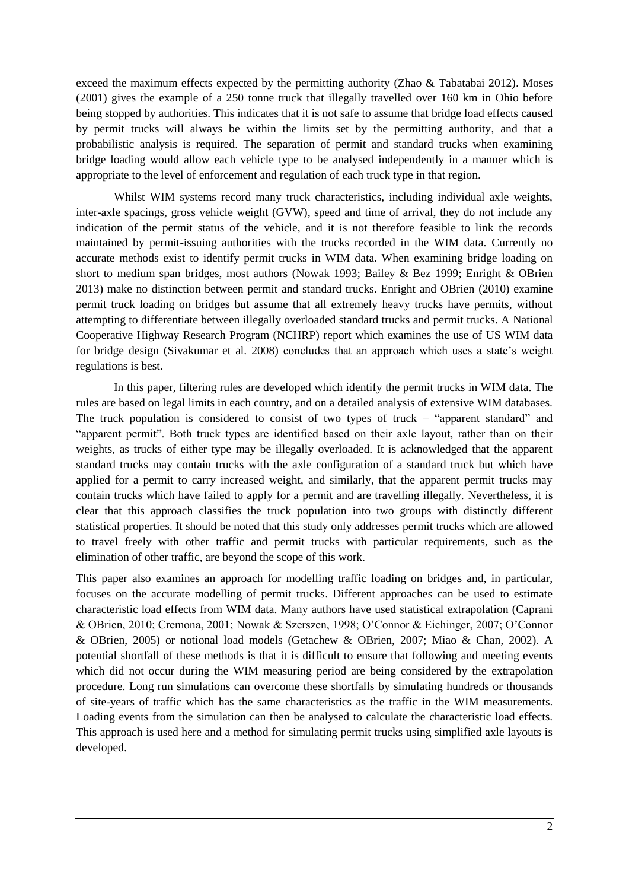exceed the maximum effects expected by the permitting authority (Zhao & Tabatabai 2012). Moses (2001) gives the example of a 250 tonne truck that illegally travelled over 160 km in Ohio before being stopped by authorities. This indicates that it is not safe to assume that bridge load effects caused by permit trucks will always be within the limits set by the permitting authority, and that a probabilistic analysis is required. The separation of permit and standard trucks when examining bridge loading would allow each vehicle type to be analysed independently in a manner which is appropriate to the level of enforcement and regulation of each truck type in that region.

Whilst WIM systems record many truck characteristics, including individual axle weights, inter-axle spacings, gross vehicle weight (GVW), speed and time of arrival, they do not include any indication of the permit status of the vehicle, and it is not therefore feasible to link the records maintained by permit-issuing authorities with the trucks recorded in the WIM data. Currently no accurate methods exist to identify permit trucks in WIM data. When examining bridge loading on short to medium span bridges, most authors (Nowak 1993; Bailey & Bez 1999; Enright & OBrien 2013) make no distinction between permit and standard trucks. Enright and OBrien (2010) examine permit truck loading on bridges but assume that all extremely heavy trucks have permits, without attempting to differentiate between illegally overloaded standard trucks and permit trucks. A National Cooperative Highway Research Program (NCHRP) report which examines the use of US WIM data for bridge design (Sivakumar et al. 2008) concludes that an approach which uses a state's weight regulations is best.

In this paper, filtering rules are developed which identify the permit trucks in WIM data. The rules are based on legal limits in each country, and on a detailed analysis of extensive WIM databases. The truck population is considered to consist of two types of truck – "apparent standard" and "apparent permit". Both truck types are identified based on their axle layout, rather than on their weights, as trucks of either type may be illegally overloaded. It is acknowledged that the apparent standard trucks may contain trucks with the axle configuration of a standard truck but which have applied for a permit to carry increased weight, and similarly, that the apparent permit trucks may contain trucks which have failed to apply for a permit and are travelling illegally. Nevertheless, it is clear that this approach classifies the truck population into two groups with distinctly different statistical properties. It should be noted that this study only addresses permit trucks which are allowed to travel freely with other traffic and permit trucks with particular requirements, such as the elimination of other traffic, are beyond the scope of this work.

This paper also examines an approach for modelling traffic loading on bridges and, in particular, focuses on the accurate modelling of permit trucks. Different approaches can be used to estimate characteristic load effects from WIM data. Many authors have used statistical extrapolation (Caprani & OBrien, 2010; Cremona, 2001; Nowak & Szerszen, 1998; O'Connor & Eichinger, 2007; O'Connor & OBrien, 2005) or notional load models (Getachew & OBrien, 2007; Miao & Chan, 2002). A potential shortfall of these methods is that it is difficult to ensure that following and meeting events which did not occur during the WIM measuring period are being considered by the extrapolation procedure. Long run simulations can overcome these shortfalls by simulating hundreds or thousands of site-years of traffic which has the same characteristics as the traffic in the WIM measurements. Loading events from the simulation can then be analysed to calculate the characteristic load effects. This approach is used here and a method for simulating permit trucks using simplified axle layouts is developed.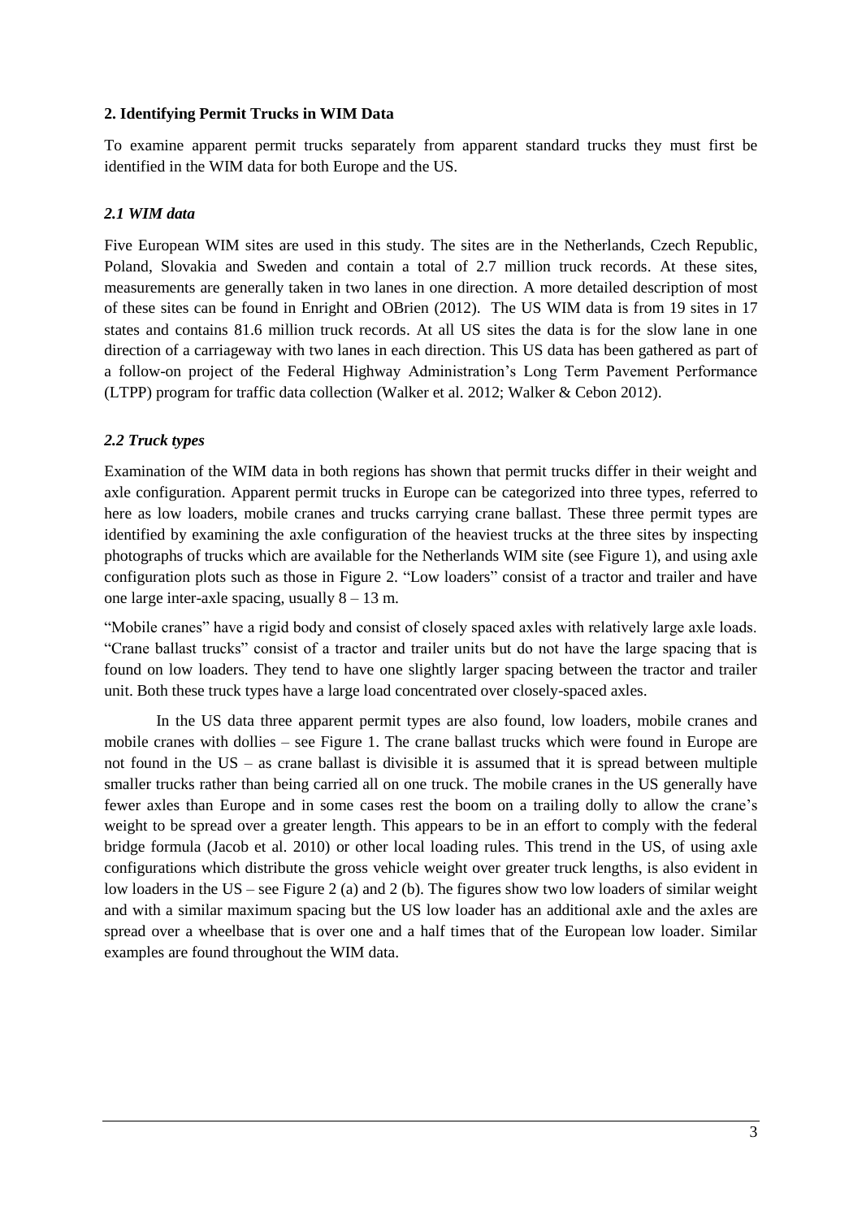## 2. Identifying Permit Trucks in WIM Data

To examine apparent permit trucks separately from apparent standard trucks they must first be identified in the WIM data for both Europe and the US.

### *2.1 WIM data*

Five European WIM sites are used in this study. The sites are in the Netherlands, Czech Republic, Poland, Slovakia and Sweden and contain a total of 2.7 million truck records. At these sites, measurements are generally taken in two lanes in one direction. A more detailed description of most of these sites can be found in Enright and OBrien (2012). The US WIM data is from 19 sites in 17 states and contains 81.6 million truck records. At all US sites the data is for the slow lane in one direction of a carriageway with two lanes in each direction. This US data has been gathered as part of a follow-on project of the Federal Highway Administration's Long Term Pavement Performance (LTPP) program for traffic data collection (Walker et al. 2012; Walker & Cebon 2012).

### *2.2 Truck types*

Examination of the WIM data in both regions has shown that permit trucks differ in their weight and axle configuration. Apparent permit trucks in Europe can be categorized into three types, referred to here as low loaders, mobile cranes and trucks carrying crane ballast. These three permit types are identified by examining the axle configuration of the heaviest trucks at the three sites by inspecting photographs of trucks which are available for the Netherlands WIM site (see Figure 1), and using axle configuration plots such as those in Figure 2. "Low loaders" consist of a tractor and trailer and have one large inter-axle spacing, usually 8 – 13 m.

"Mobile cranes" have a rigid body and consist of closely spaced axles with relatively large axle loads. "Crane ballast trucks" consist of a tractor and trailer units but do not have the large spacing that is found on low loaders. They tend to have one slightly larger spacing between the tractor and trailer unit. Both these truck types have a large load concentrated over closely-spaced axles.

In the US data three apparent permit types are also found, low loaders, mobile cranes and mobile cranes with dollies – see Figure 1. The crane ballast trucks which were found in Europe are not found in the US – as crane ballast is divisible it is assumed that it is spread between multiple smaller trucks rather than being carried all on one truck. The mobile cranes in the US generally have fewer axles than Europe and in some cases rest the boom on a trailing dolly to allow the crane's weight to be spread over a greater length. This appears to be in an effort to comply with the federal bridge formula (Jacob et al. 2010) or other local loading rules. This trend in the US, of using axle configurations which distribute the gross vehicle weight over greater truck lengths, is also evident in low loaders in the US – see Figure 2 (a) and 2 (b). The figures show two low loaders of similar weight and with a similar maximum spacing but the US low loader has an additional axle and the axles are spread over a wheelbase that is over one and a half times that of the European low loader. Similar examples are found throughout the WIM data.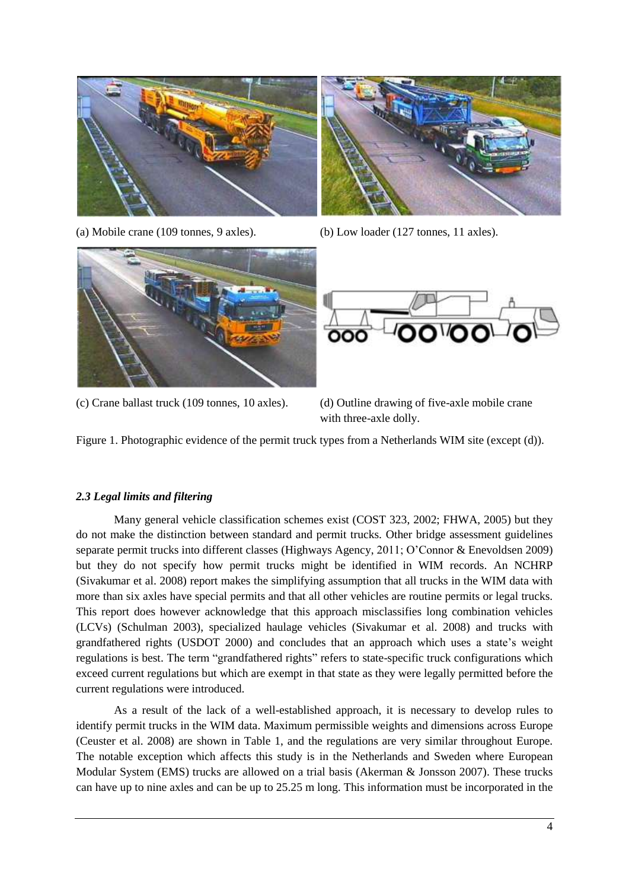(a) Mobile crane (109 tonnes, 9 axles).

(b) Low loader (127 tonnes, 11 axles).

(c) Crane ballast truck (109 tonnes, 10 axles).

(d) Outline drawing of five-axle mobile crane with three-axle dolly.

Figure 1. Photographic evidence of the permit truck types from a Netherlands WIM site (except (d)).

### *2.3 Legal limits and filtering*

Many general vehicle classification schemes exist (COST 323, 2002; FHWA, 2005) but they do not make the distinction between standard and permit trucks. Other bridge assessment guidelines separate permit trucks into different classes (Highways Agency, 2011; O'Connor & Enevoldsen 2009) but they do not specify how permit trucks might be identified in WIM records. An NCHRP (Sivakumar et al. 2008) report makes the simplifying assumption that all trucks in the WIM data with more than six axles have special permits and that all other vehicles are routine permits or legal trucks. This report does however acknowledge that this approach misclassifies long combination vehicles (LCVs) (Schulman 2003), specialized haulage vehicles (Sivakumar et al. 2008) and trucks with grandfathered rights (USDOT 2000) and concludes that an approach which uses a state's weight regulations is best. The term "grandfathered rights" refers to state-specific truck configurations which exceed current regulations but which are exempt in that state as they were legally permitted before the current regulations were introduced.

As a result of the lack of a well-established approach, it is necessary to develop rules to identify permit trucks in the WIM data. Maximum permissible weights and dimensions across Europe (Ceuster et al. 2008) are shown in Table 1, and the regulations are very similar throughout Europe. The notable exception which affects this study is in the Netherlands and Sweden where European Modular System (EMS) trucks are allowed on a trial basis (Akerman & Jonsson 2007). These trucks can have up to nine axles and can be up to 25.25 m long. This information must be incorporated in the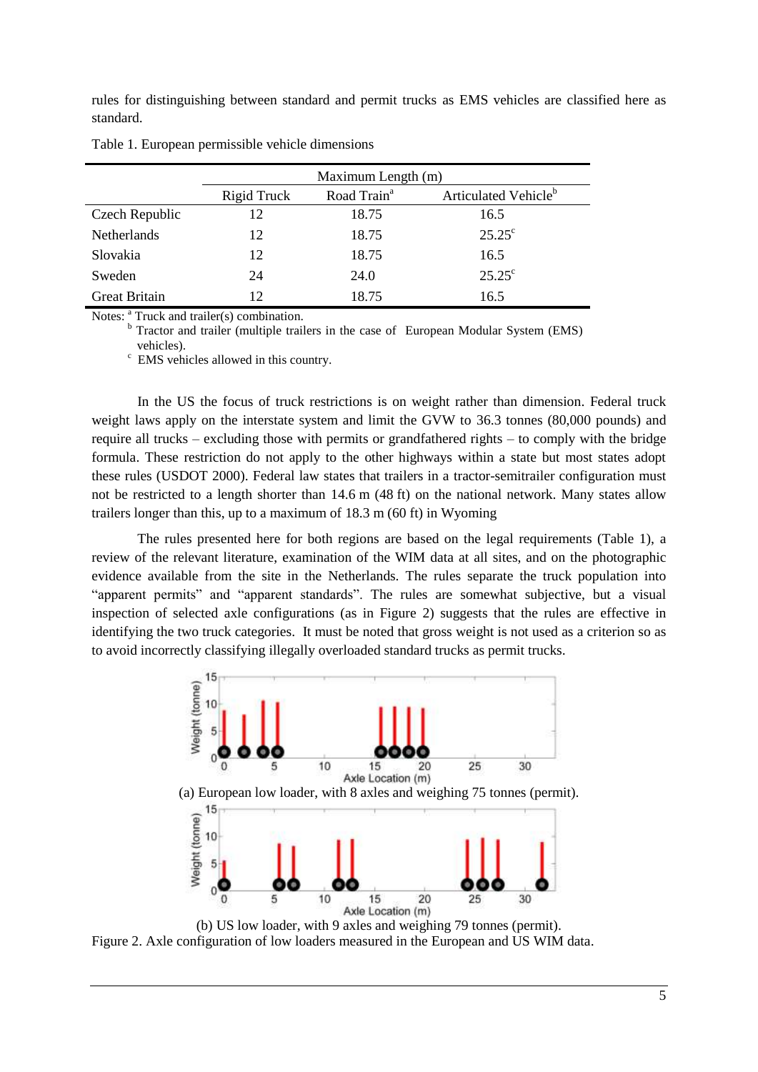rules for distinguishing between standard and permit trucks as EMS vehicles are classified here as standard.

Table 1. European permissible vehicle dimensions

| | Maximum Length (m) | | |
|---|---|---|---|
| | Rigid Truck | Road Train[a] | Articulated Vehicle[b] |
| Czech Republic | 12 | 18.75 | 16.5 |
| Netherlands | 12 | 18.75 | 25.25[c] |
| Slovakia | 12 | 18.75 | 16.5 |
| Sweden | 24 | 24.0 | 25.25[c] |
| Great Britain | 12 | 18.75 | 16.5 |

Notes: [a] Truck and trailer(s) combination.
[b] Tractor and trailer (multiple trailers in the case of European Modular System (EMS) vehicles).
[c] EMS vehicles allowed in this country.

In the US the focus of truck restrictions is on weight rather than dimension. Federal truck weight laws apply on the interstate system and limit the GVW to 36.3 tonnes (80,000 pounds) and require all trucks – excluding those with permits or grandfathered rights – to comply with the bridge formula. These restriction do not apply to the other highways within a state but most states adopt these rules (USDOT 2000). Federal law states that trailers in a tractor-semitrailer configuration must not be restricted to a length shorter than 14.6 m (48 ft) on the national network. Many states allow trailers longer than this, up to a maximum of 18.3 m (60 ft) in Wyoming

The rules presented here for both regions are based on the legal requirements (Table 1), a review of the relevant literature, examination of the WIM data at all sites, and on the photographic evidence available from the site in the Netherlands. The rules separate the truck population into "apparent permits" and "apparent standards". The rules are somewhat subjective, but a visual inspection of selected axle configurations (as in Figure 2) suggests that the rules are effective in identifying the two truck categories. It must be noted that gross weight is not used as a criterion so as to avoid incorrectly classifying illegally overloaded standard trucks as permit trucks.

(a) European low loader, with 8 axles and weighing 75 tonnes (permit).

(b) US low loader, with 9 axles and weighing 79 tonnes (permit).

Figure 2. Axle configuration of low loaders measured in the European and US WIM data.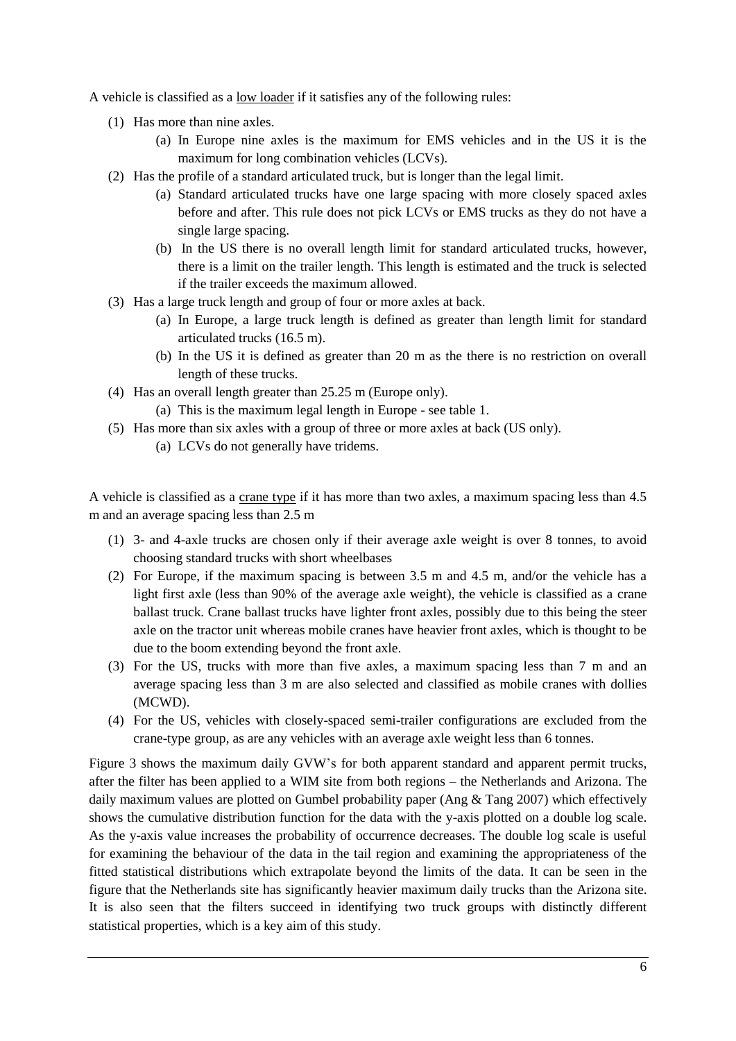A vehicle is classified as a <u>low loader</u> if it satisfies any of the following rules:

1. Has more than nine axles.
    - (a) In Europe nine axles is the maximum for EMS vehicles and in the US it is the maximum for long combination vehicles (LCVs).
2. Has the profile of a standard articulated truck, but is longer than the legal limit.
    - (a) Standard articulated trucks have one large spacing with more closely spaced axles before and after. This rule does not pick LCVs or EMS trucks as they do not have a single large spacing.
    - (b) In the US there is no overall length limit for standard articulated trucks, however, there is a limit on the trailer length. This length is estimated and the truck is selected if the trailer exceeds the maximum allowed.
3. Has a large truck length and group of four or more axles at back.
    - (a) In Europe, a large truck length is defined as greater than length limit for standard articulated trucks (16.5 m).
    - (b) In the US it is defined as greater than 20 m as the there is no restriction on overall length of these trucks.
4. Has an overall length greater than 25.25 m (Europe only).
    - (a) This is the maximum legal length in Europe - see table 1.
5. Has more than six axles with a group of three or more axles at back (US only).
    - (a) LCVs do not generally have tridems.

A vehicle is classified as a <u>crane type</u> if it has more than two axles, a maximum spacing less than 4.5 m and an average spacing less than 2.5 m

1. 3- and 4-axle trucks are chosen only if their average axle weight is over 8 tonnes, to avoid choosing standard trucks with short wheelbases
2. For Europe, if the maximum spacing is between 3.5 m and 4.5 m, and/or the vehicle has a light first axle (less than 90% of the average axle weight), the vehicle is classified as a crane ballast truck. Crane ballast trucks have lighter front axles, possibly due to this being the steer axle on the tractor unit whereas mobile cranes have heavier front axles, which is thought to be due to the boom extending beyond the front axle.
3. For the US, trucks with more than five axles, a maximum spacing less than 7 m and an average spacing less than 3 m are also selected and classified as mobile cranes with dollies (MCWD).
4. For the US, vehicles with closely-spaced semi-trailer configurations are excluded from the crane-type group, as are any vehicles with an average axle weight less than 6 tonnes.

Figure 3 shows the maximum daily GVW's for both apparent standard and apparent permit trucks, after the filter has been applied to a WIM site from both regions – the Netherlands and Arizona. The daily maximum values are plotted on Gumbel probability paper (Ang & Tang 2007) which effectively shows the cumulative distribution function for the data with the y-axis plotted on a double log scale. As the y-axis value increases the probability of occurrence decreases. The double log scale is useful for examining the behaviour of the data in the tail region and examining the appropriateness of the fitted statistical distributions which extrapolate beyond the limits of the data. It can be seen in the figure that the Netherlands site has significantly heavier maximum daily trucks than the Arizona site. It is also seen that the filters succeed in identifying two truck groups with distinctly different statistical properties, which is a key aim of this study.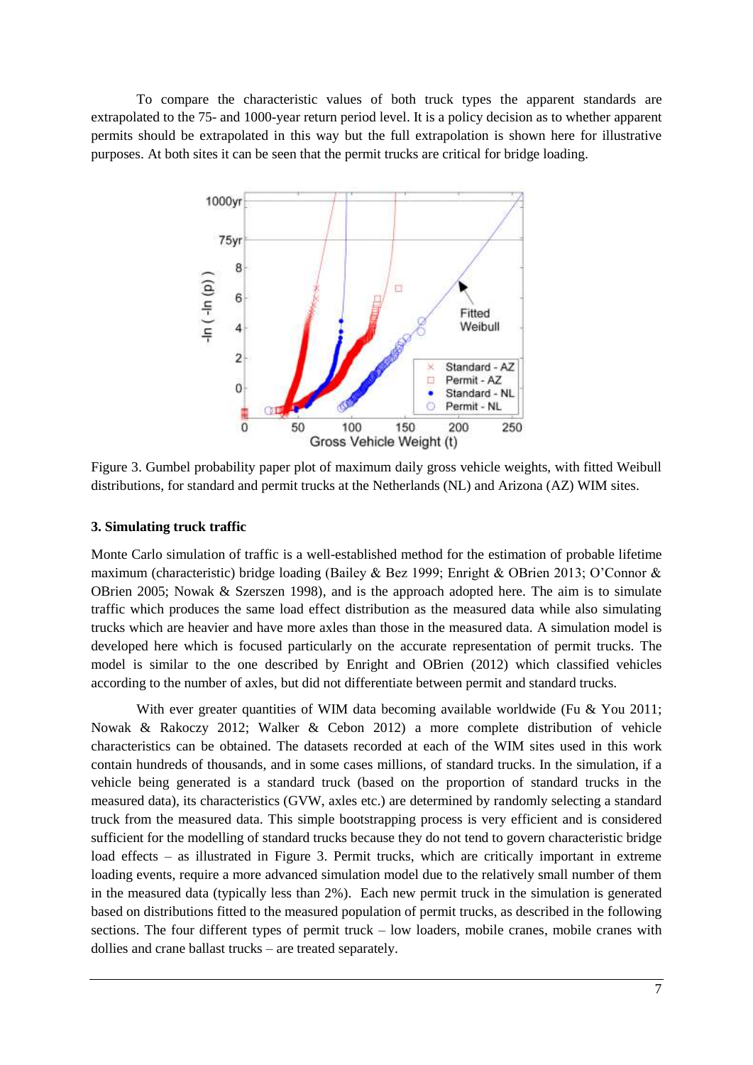To compare the characteristic values of both truck types the apparent standards are extrapolated to the 75- and 1000-year return period level. It is a policy decision as to whether apparent permits should be extrapolated in this way but the full extrapolation is shown here for illustrative purposes. At both sites it can be seen that the permit trucks are critical for bridge loading.

Figure 3. Gumbel probability paper plot of maximum daily gross vehicle weights, with fitted Weibull distributions, for standard and permit trucks at the Netherlands (NL) and Arizona (AZ) WIM sites.

### 3. Simulating truck traffic

Monte Carlo simulation of traffic is a well-established method for the estimation of probable lifetime maximum (characteristic) bridge loading (Bailey & Bez 1999; Enright & OBrien 2013; O'Connor & OBrien 2005; Nowak & Szerszen 1998), and is the approach adopted here. The aim is to simulate traffic which produces the same load effect distribution as the measured data while also simulating trucks which are heavier and have more axles than those in the measured data. A simulation model is developed here which is focused particularly on the accurate representation of permit trucks. The model is similar to the one described by Enright and OBrien (2012) which classified vehicles according to the number of axles, but did not differentiate between permit and standard trucks.

With ever greater quantities of WIM data becoming available worldwide (Fu & You 2011; Nowak & Rakoczy 2012; Walker & Cebon 2012) a more complete distribution of vehicle characteristics can be obtained. The datasets recorded at each of the WIM sites used in this work contain hundreds of thousands, and in some cases millions, of standard trucks. In the simulation, if a vehicle being generated is a standard truck (based on the proportion of standard trucks in the measured data), its characteristics (GVW, axles etc.) are determined by randomly selecting a standard truck from the measured data. This simple bootstrapping process is very efficient and is considered sufficient for the modelling of standard trucks because they do not tend to govern characteristic bridge load effects – as illustrated in Figure 3. Permit trucks, which are critically important in extreme loading events, require a more advanced simulation model due to the relatively small number of them in the measured data (typically less than 2%). Each new permit truck in the simulation is generated based on distributions fitted to the measured population of permit trucks, as described in the following sections. The four different types of permit truck – low loaders, mobile cranes, mobile cranes with dollies and crane ballast trucks – are treated separately.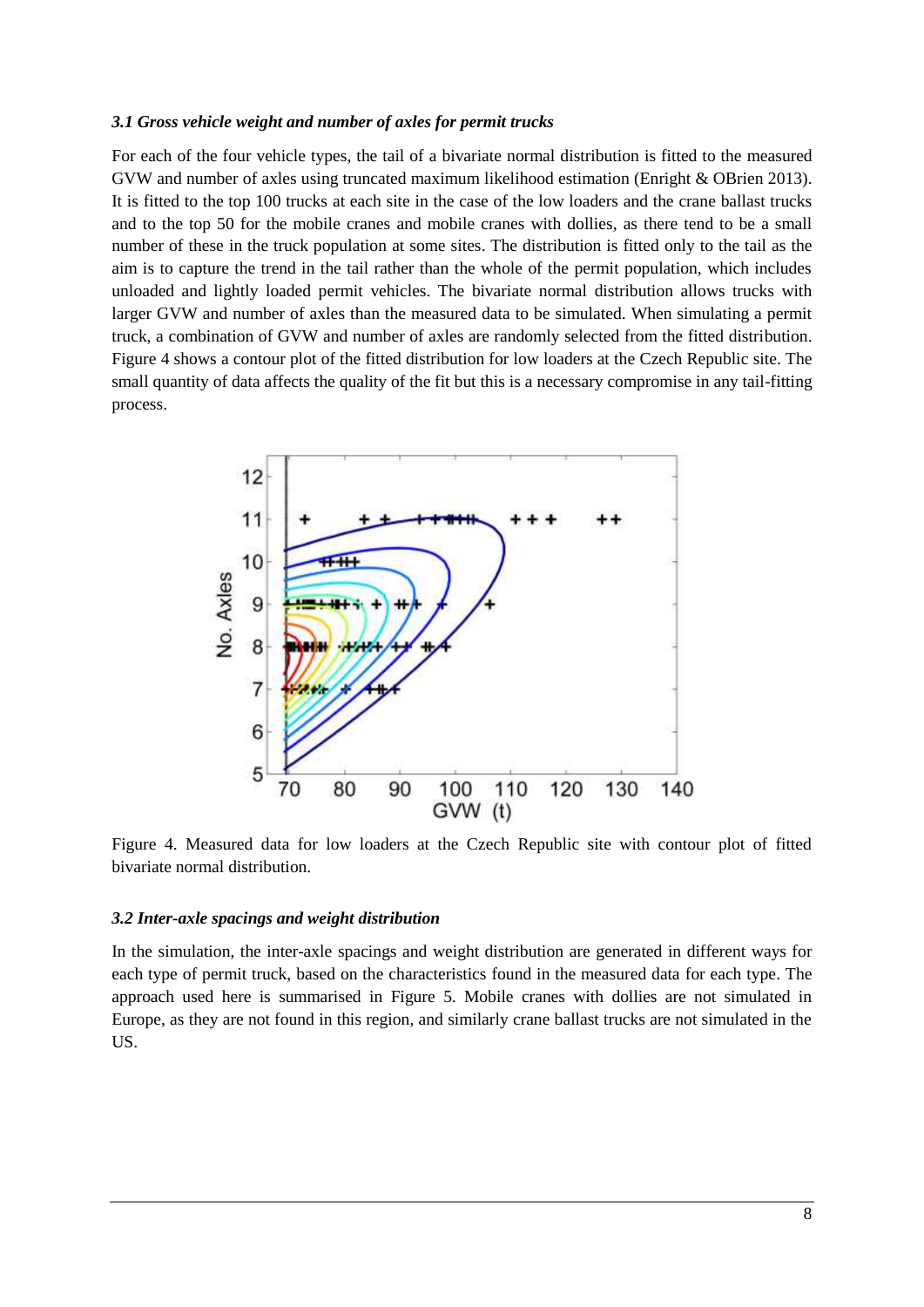### *3.1 Gross vehicle weight and number of axles for permit trucks*

For each of the four vehicle types, the tail of a bivariate normal distribution is fitted to the measured GVW and number of axles using truncated maximum likelihood estimation (Enright & OBrien 2013). It is fitted to the top 100 trucks at each site in the case of the low loaders and the crane ballast trucks and to the top 50 for the mobile cranes and mobile cranes with dollies, as there tend to be a small number of these in the truck population at some sites. The distribution is fitted only to the tail as the aim is to capture the trend in the tail rather than the whole of the permit population, which includes unloaded and lightly loaded permit vehicles. The bivariate normal distribution allows trucks with larger GVW and number of axles than the measured data to be simulated. When simulating a permit truck, a combination of GVW and number of axles are randomly selected from the fitted distribution. Figure 4 shows a contour plot of the fitted distribution for low loaders at the Czech Republic site. The small quantity of data affects the quality of the fit but this is a necessary compromise in any tail-fitting process.

Figure 4. Measured data for low loaders at the Czech Republic site with contour plot of fitted bivariate normal distribution.

### *3.2 Inter-axle spacings and weight distribution*

In the simulation, the inter-axle spacings and weight distribution are generated in different ways for each type of permit truck, based on the characteristics found in the measured data for each type. The approach used here is summarised in Figure 5. Mobile cranes with dollies are not simulated in Europe, as they are not found in this region, and similarly crane ballast trucks are not simulated in the US.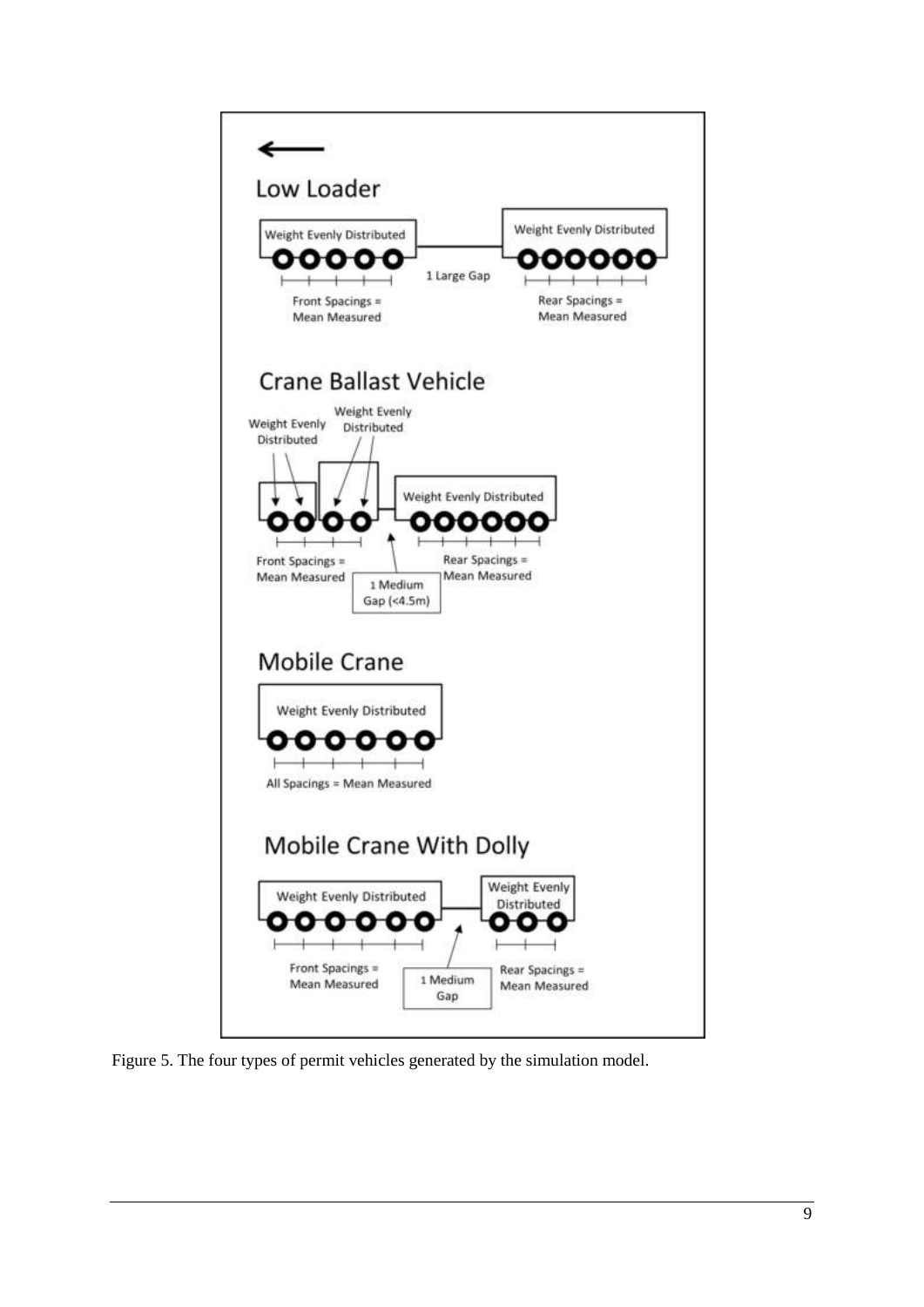Figure 5. The four types of permit vehicles generated by the simulation model.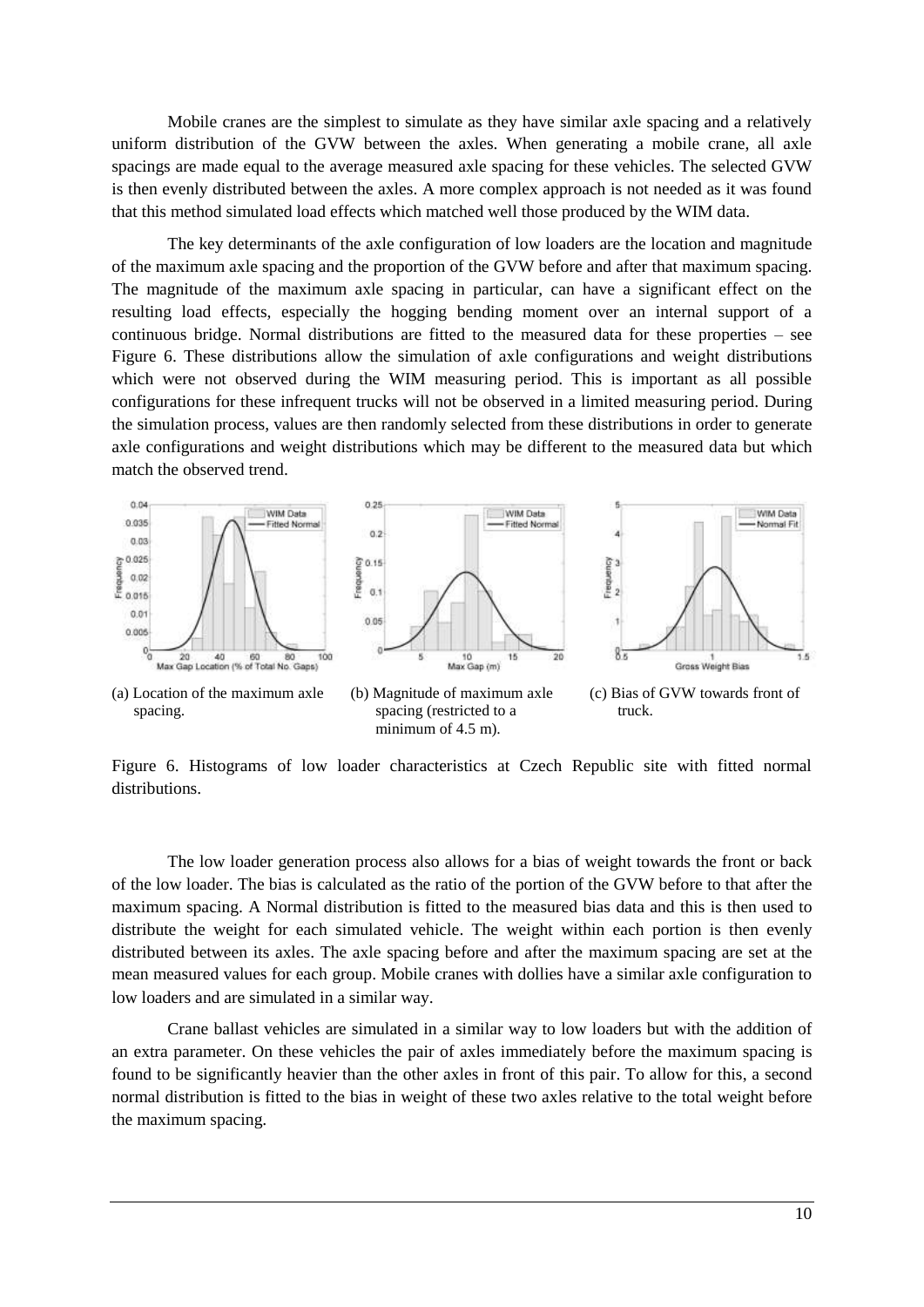Mobile cranes are the simplest to simulate as they have similar axle spacing and a relatively uniform distribution of the GVW between the axles. When generating a mobile crane, all axle spacings are made equal to the average measured axle spacing for these vehicles. The selected GVW is then evenly distributed between the axles. A more complex approach is not needed as it was found that this method simulated load effects which matched well those produced by the WIM data.

The key determinants of the axle configuration of low loaders are the location and magnitude of the maximum axle spacing and the proportion of the GVW before and after that maximum spacing. The magnitude of the maximum axle spacing in particular, can have a significant effect on the resulting load effects, especially the hogging bending moment over an internal support of a continuous bridge. Normal distributions are fitted to the measured data for these properties – see Figure 6. These distributions allow the simulation of axle configurations and weight distributions which were not observed during the WIM measuring period. This is important as all possible configurations for these infrequent trucks will not be observed in a limited measuring period. During the simulation process, values are then randomly selected from these distributions in order to generate axle configurations and weight distributions which may be different to the measured data but which match the observed trend.

(a) Location of the maximum axle spacing.

(b) Magnitude of maximum axle spacing (restricted to a minimum of 4.5 m).

(c) Bias of GVW towards front of truck.

Figure 6. Histograms of low loader characteristics at Czech Republic site with fitted normal distributions.

The low loader generation process also allows for a bias of weight towards the front or back of the low loader. The bias is calculated as the ratio of the portion of the GVW before to that after the maximum spacing. A Normal distribution is fitted to the measured bias data and this is then used to distribute the weight for each simulated vehicle. The weight within each portion is then evenly distributed between its axles. The axle spacing before and after the maximum spacing are set at the mean measured values for each group. Mobile cranes with dollies have a similar axle configuration to low loaders and are simulated in a similar way.

Crane ballast vehicles are simulated in a similar way to low loaders but with the addition of an extra parameter. On these vehicles the pair of axles immediately before the maximum spacing is found to be significantly heavier than the other axles in front of this pair. To allow for this, a second normal distribution is fitted to the bias in weight of these two axles relative to the total weight before the maximum spacing.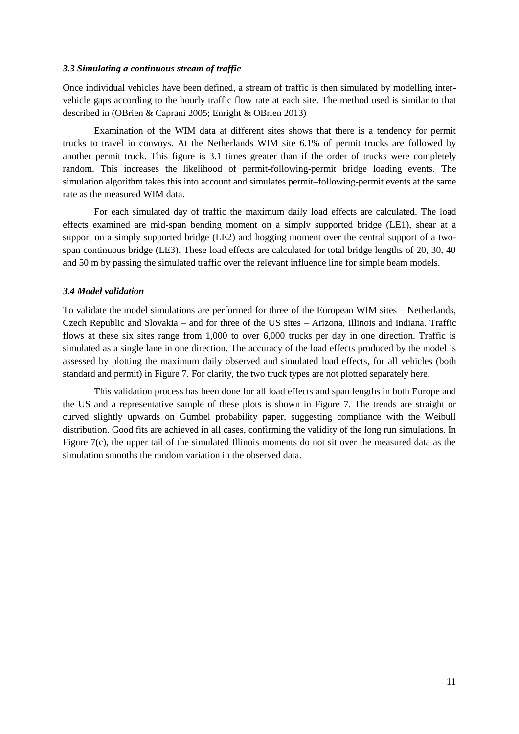### *3.3 Simulating a continuous stream of traffic*

Once individual vehicles have been defined, a stream of traffic is then simulated by modelling inter-vehicle gaps according to the hourly traffic flow rate at each site. The method used is similar to that described in (OBrien & Caprani 2005; Enright & OBrien 2013)

Examination of the WIM data at different sites shows that there is a tendency for permit trucks to travel in convoys. At the Netherlands WIM site 6.1% of permit trucks are followed by another permit truck. This figure is 3.1 times greater than if the order of trucks were completely random. This increases the likelihood of permit-following-permit bridge loading events. The simulation algorithm takes this into account and simulates permit–following-permit events at the same rate as the measured WIM data.

For each simulated day of traffic the maximum daily load effects are calculated. The load effects examined are mid-span bending moment on a simply supported bridge (LE1), shear at a support on a simply supported bridge (LE2) and hogging moment over the central support of a two-span continuous bridge (LE3). These load effects are calculated for total bridge lengths of 20, 30, 40 and 50 m by passing the simulated traffic over the relevant influence line for simple beam models.

### *3.4 Model validation*

To validate the model simulations are performed for three of the European WIM sites – Netherlands, Czech Republic and Slovakia – and for three of the US sites – Arizona, Illinois and Indiana. Traffic flows at these six sites range from 1,000 to over 6,000 trucks per day in one direction. Traffic is simulated as a single lane in one direction. The accuracy of the load effects produced by the model is assessed by plotting the maximum daily observed and simulated load effects, for all vehicles (both standard and permit) in Figure 7. For clarity, the two truck types are not plotted separately here.

This validation process has been done for all load effects and span lengths in both Europe and the US and a representative sample of these plots is shown in Figure 7. The trends are straight or curved slightly upwards on Gumbel probability paper, suggesting compliance with the Weibull distribution. Good fits are achieved in all cases, confirming the validity of the long run simulations. In Figure 7(c), the upper tail of the simulated Illinois moments do not sit over the measured data as the simulation smooths the random variation in the observed data.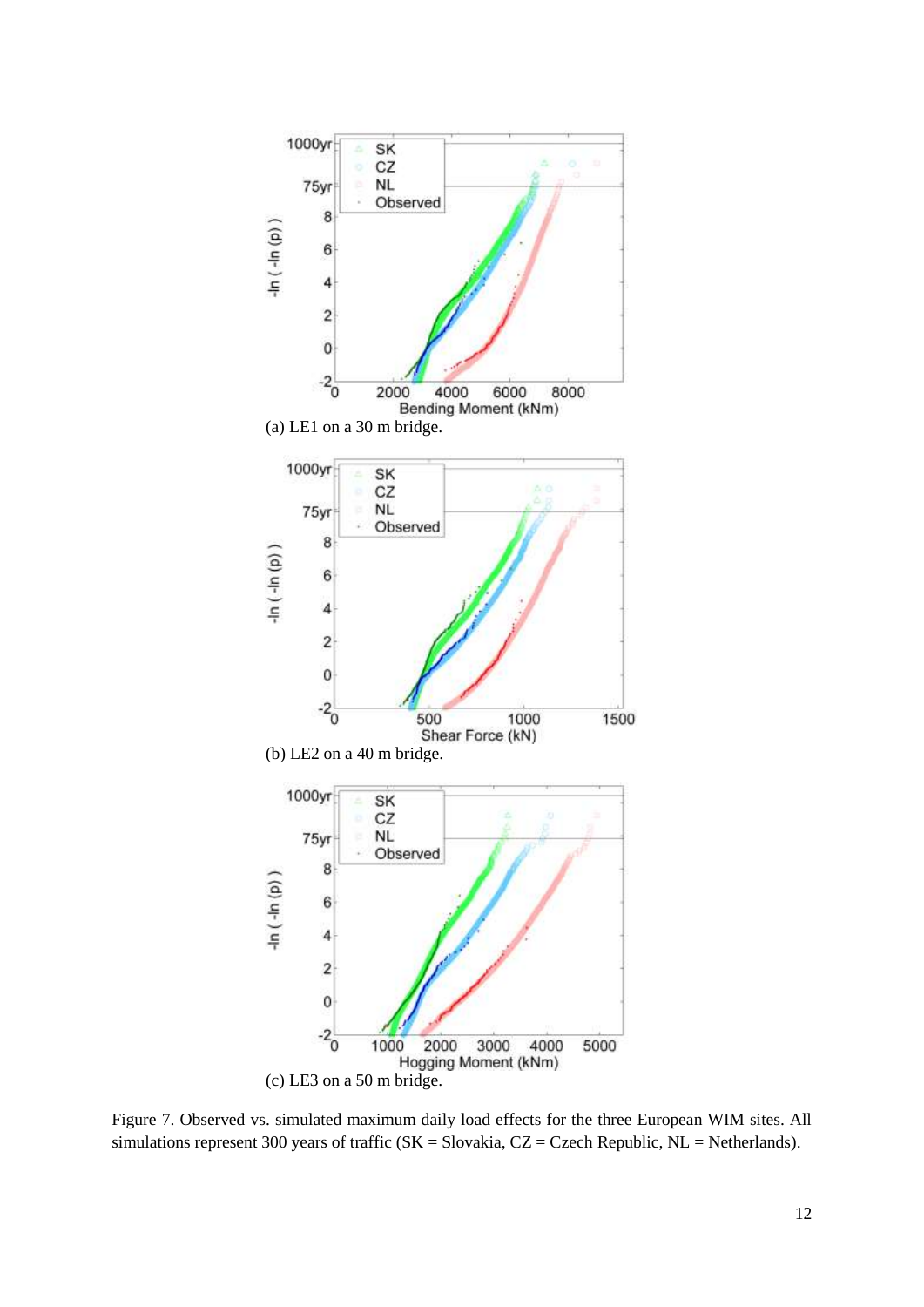(a) LE1 on a 30 m bridge.

(b) LE2 on a 40 m bridge.

(c) LE3 on a 50 m bridge.

Figure 7. Observed vs. simulated maximum daily load effects for the three European WIM sites. All simulations represent 300 years of traffic (SK = Slovakia, CZ = Czech Republic, NL = Netherlands).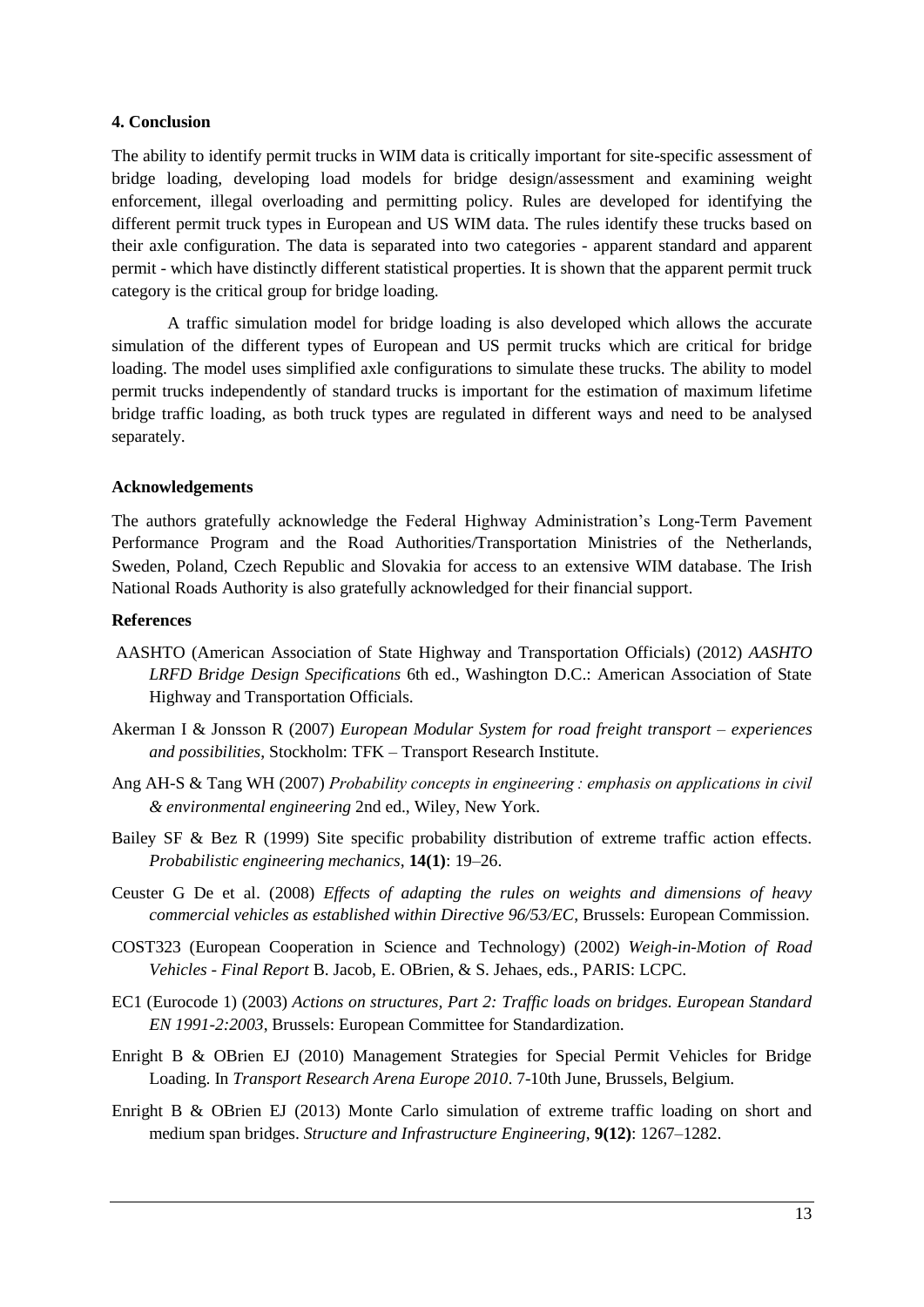## 4. Conclusion

The ability to identify permit trucks in WIM data is critically important for site-specific assessment of bridge loading, developing load models for bridge design/assessment and examining weight enforcement, illegal overloading and permitting policy. Rules are developed for identifying the different permit truck types in European and US WIM data. The rules identify these trucks based on their axle configuration. The data is separated into two categories - apparent standard and apparent permit - which have distinctly different statistical properties. It is shown that the apparent permit truck category is the critical group for bridge loading.

A traffic simulation model for bridge loading is also developed which allows the accurate simulation of the different types of European and US permit trucks which are critical for bridge loading. The model uses simplified axle configurations to simulate these trucks. The ability to model permit trucks independently of standard trucks is important for the estimation of maximum lifetime bridge traffic loading, as both truck types are regulated in different ways and need to be analysed separately.

### Acknowledgements

The authors gratefully acknowledge the Federal Highway Administration's Long-Term Pavement Performance Program and the Road Authorities/Transportation Ministries of the Netherlands, Sweden, Poland, Czech Republic and Slovakia for access to an extensive WIM database. The Irish National Roads Authority is also gratefully acknowledged for their financial support.

### References

AASHTO (American Association of State Highway and Transportation Officials) (2012) *AASHTO LRFD Bridge Design Specifications* 6th ed., Washington D.C.: American Association of State Highway and Transportation Officials.

Akerman I & Jonsson R (2007) *European Modular System for road freight transport – experiences and possibilities*, Stockholm: TFK – Transport Research Institute.

Ang AH-S & Tang WH (2007) *Probability concepts in engineering : emphasis on applications in civil & environmental engineering* 2nd ed., Wiley, New York.

Bailey SF & Bez R (1999) Site specific probability distribution of extreme traffic action effects. *Probabilistic engineering mechanics*, **14(1)**: 19–26.

Ceuster G De et al. (2008) *Effects of adapting the rules on weights and dimensions of heavy commercial vehicles as established within Directive 96/53/EC*, Brussels: European Commission.

COST323 (European Cooperation in Science and Technology) (2002) *Weigh-in-Motion of Road Vehicles - Final Report* B. Jacob, E. OBrien, & S. Jehaes, eds., PARIS: LCPC.

EC1 (Eurocode 1) (2003) *Actions on structures, Part 2: Traffic loads on bridges. European Standard EN 1991-2:2003*, Brussels: European Committee for Standardization.

Enright B & OBrien EJ (2010) Management Strategies for Special Permit Vehicles for Bridge Loading. In *Transport Research Arena Europe 2010*. 7-10th June, Brussels, Belgium.

Enright B & OBrien EJ (2013) Monte Carlo simulation of extreme traffic loading on short and medium span bridges. *Structure and Infrastructure Engineering*, **9(12)**: 1267–1282.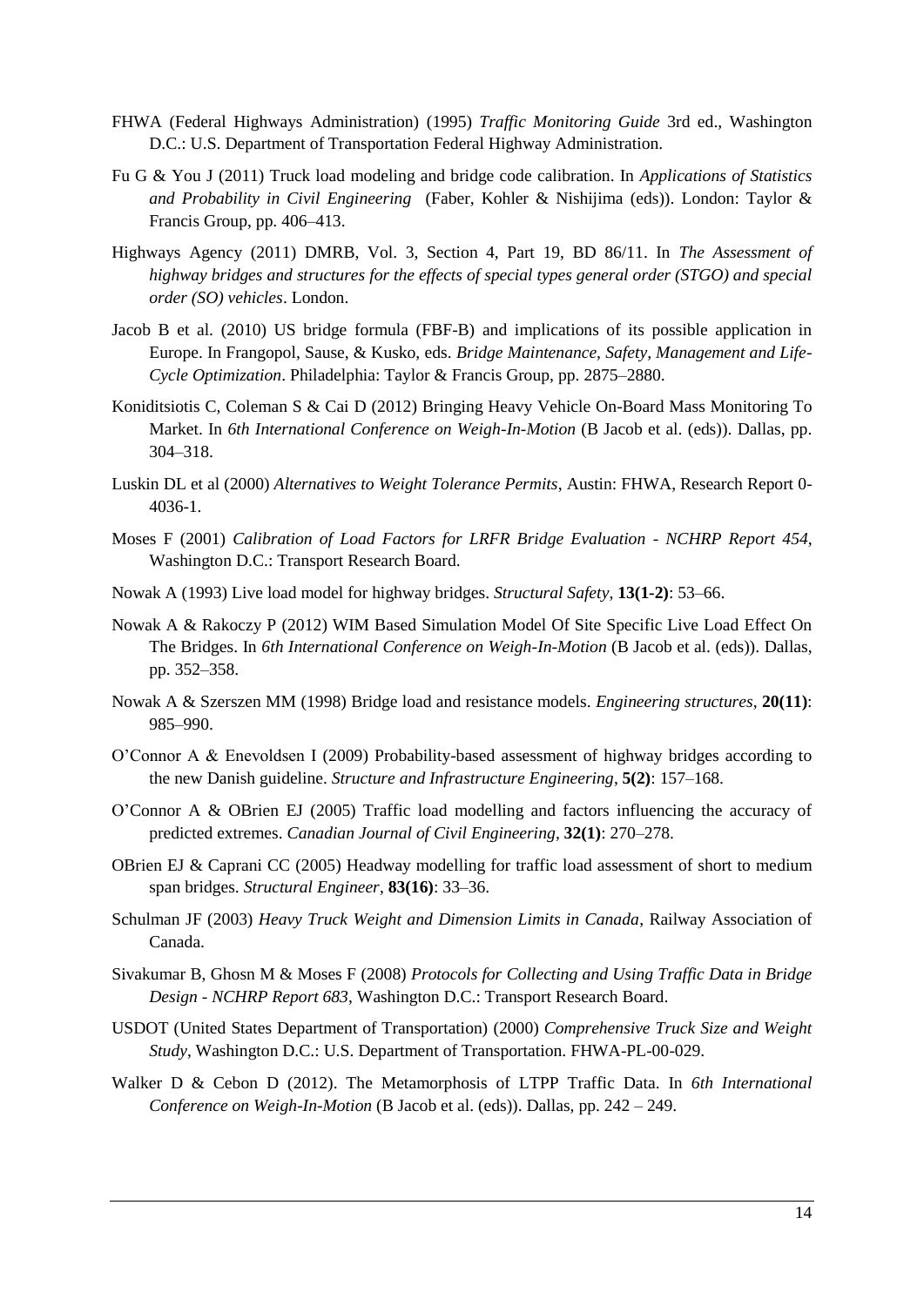FHWA (Federal Highways Administration) (1995) *Traffic Monitoring Guide* 3rd ed., Washington D.C.: U.S. Department of Transportation Federal Highway Administration.

Fu G & You J (2011) Truck load modeling and bridge code calibration. In *Applications of Statistics and Probability in Civil Engineering* (Faber, Kohler & Nishijima (eds)). London: Taylor & Francis Group, pp. 406–413.

Highways Agency (2011) DMRB, Vol. 3, Section 4, Part 19, BD 86/11. In *The Assessment of highway bridges and structures for the effects of special types general order (STGO) and special order (SO) vehicles*. London.

Jacob B et al. (2010) US bridge formula (FBF-B) and implications of its possible application in Europe. In Frangopol, Sause, & Kusko, eds. *Bridge Maintenance, Safety, Management and Life-Cycle Optimization*. Philadelphia: Taylor & Francis Group, pp. 2875–2880.

Koniditsiotis C, Coleman S & Cai D (2012) Bringing Heavy Vehicle On-Board Mass Monitoring To Market. In *6th International Conference on Weigh-In-Motion* (B Jacob et al. (eds)). Dallas, pp. 304–318.

Luskin DL et al (2000) *Alternatives to Weight Tolerance Permits*, Austin: FHWA, Research Report 0-4036-1.

Moses F (2001) *Calibration of Load Factors for LRFR Bridge Evaluation - NCHRP Report 454*, Washington D.C.: Transport Research Board.

Nowak A (1993) Live load model for highway bridges. *Structural Safety*, **13(1-2)**: 53–66.

Nowak A & Rakoczy P (2012) WIM Based Simulation Model Of Site Specific Live Load Effect On The Bridges. In *6th International Conference on Weigh-In-Motion* (B Jacob et al. (eds)). Dallas, pp. 352–358.

Nowak A & Szerszen MM (1998) Bridge load and resistance models. *Engineering structures*, **20(11)**: 985–990.

O'Connor A & Enevoldsen I (2009) Probability-based assessment of highway bridges according to the new Danish guideline. *Structure and Infrastructure Engineering*, **5(2)**: 157–168.

O'Connor A & OBrien EJ (2005) Traffic load modelling and factors influencing the accuracy of predicted extremes. *Canadian Journal of Civil Engineering*, **32(1)**: 270–278.

OBrien EJ & Caprani CC (2005) Headway modelling for traffic load assessment of short to medium span bridges. *Structural Engineer*, **83(16)**: 33–36.

Schulman JF (2003) *Heavy Truck Weight and Dimension Limits in Canada*, Railway Association of Canada.

Sivakumar B, Ghosn M & Moses F (2008) *Protocols for Collecting and Using Traffic Data in Bridge Design - NCHRP Report 683*, Washington D.C.: Transport Research Board.

USDOT (United States Department of Transportation) (2000) *Comprehensive Truck Size and Weight Study*, Washington D.C.: U.S. Department of Transportation. FHWA-PL-00-029.

Walker D & Cebon D (2012). The Metamorphosis of LTPP Traffic Data. In *6th International Conference on Weigh-In-Motion* (B Jacob et al. (eds)). Dallas, pp. 242 – 249.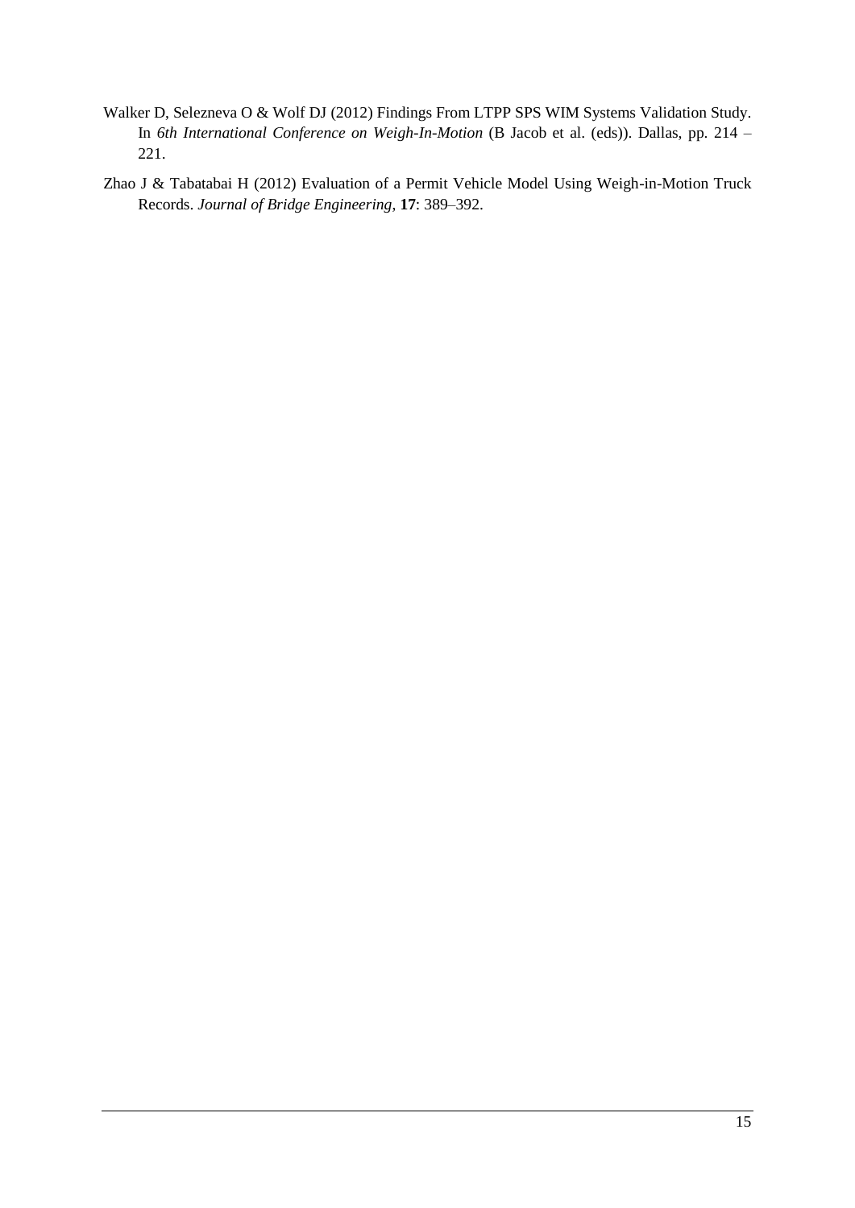Walker D, Selezneva O & Wolf DJ (2012) Findings From LTPP SPS WIM Systems Validation Study. In *6th International Conference on Weigh-In-Motion* (B Jacob et al. (eds)). Dallas, pp. 214 – 221.

Zhao J & Tabatabai H (2012) Evaluation of a Permit Vehicle Model Using Weigh-in-Motion Truck Records. *Journal of Bridge Engineering*, **17**: 389–392.